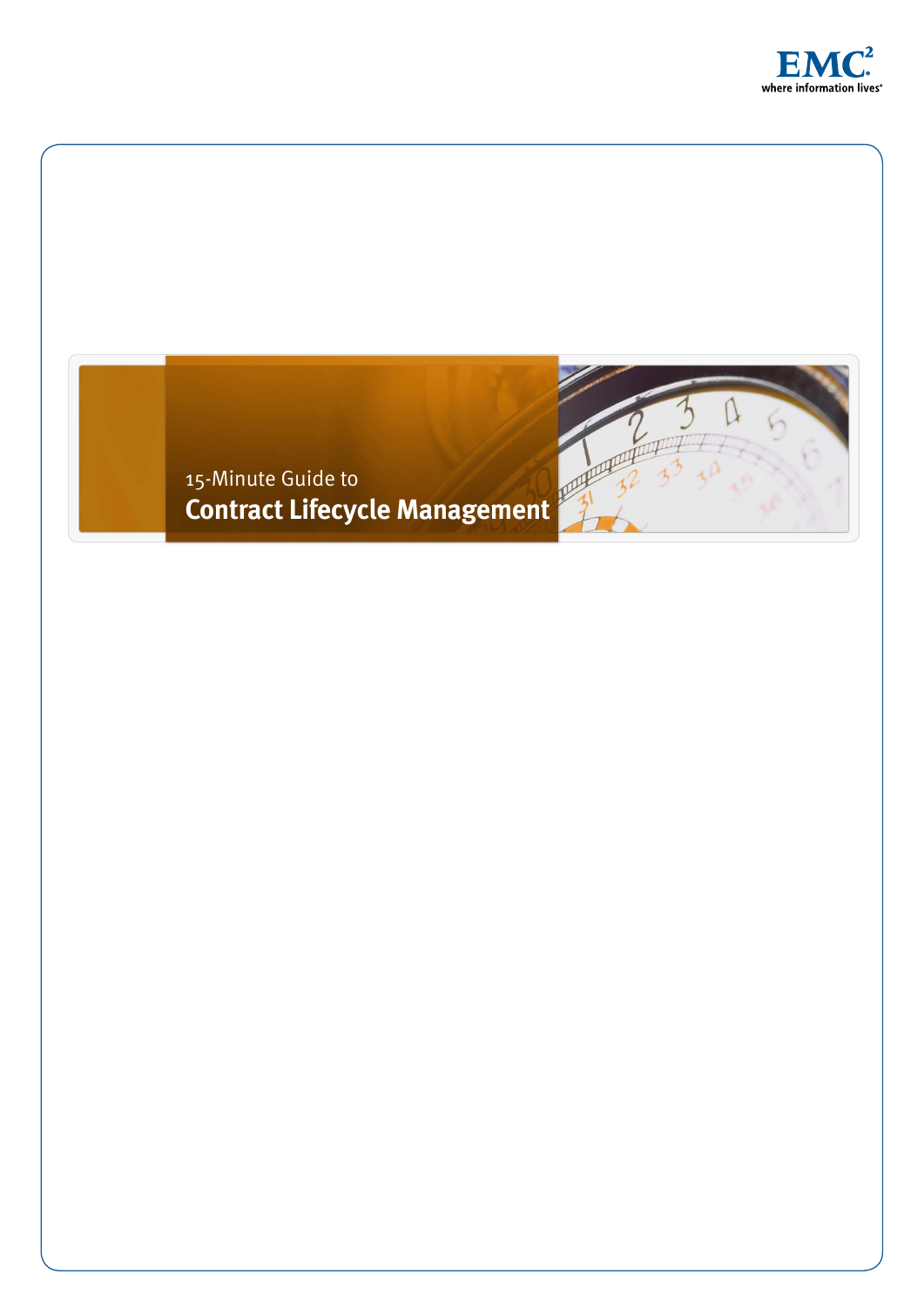15-Minute Guide to

# Contract Lifecycle Management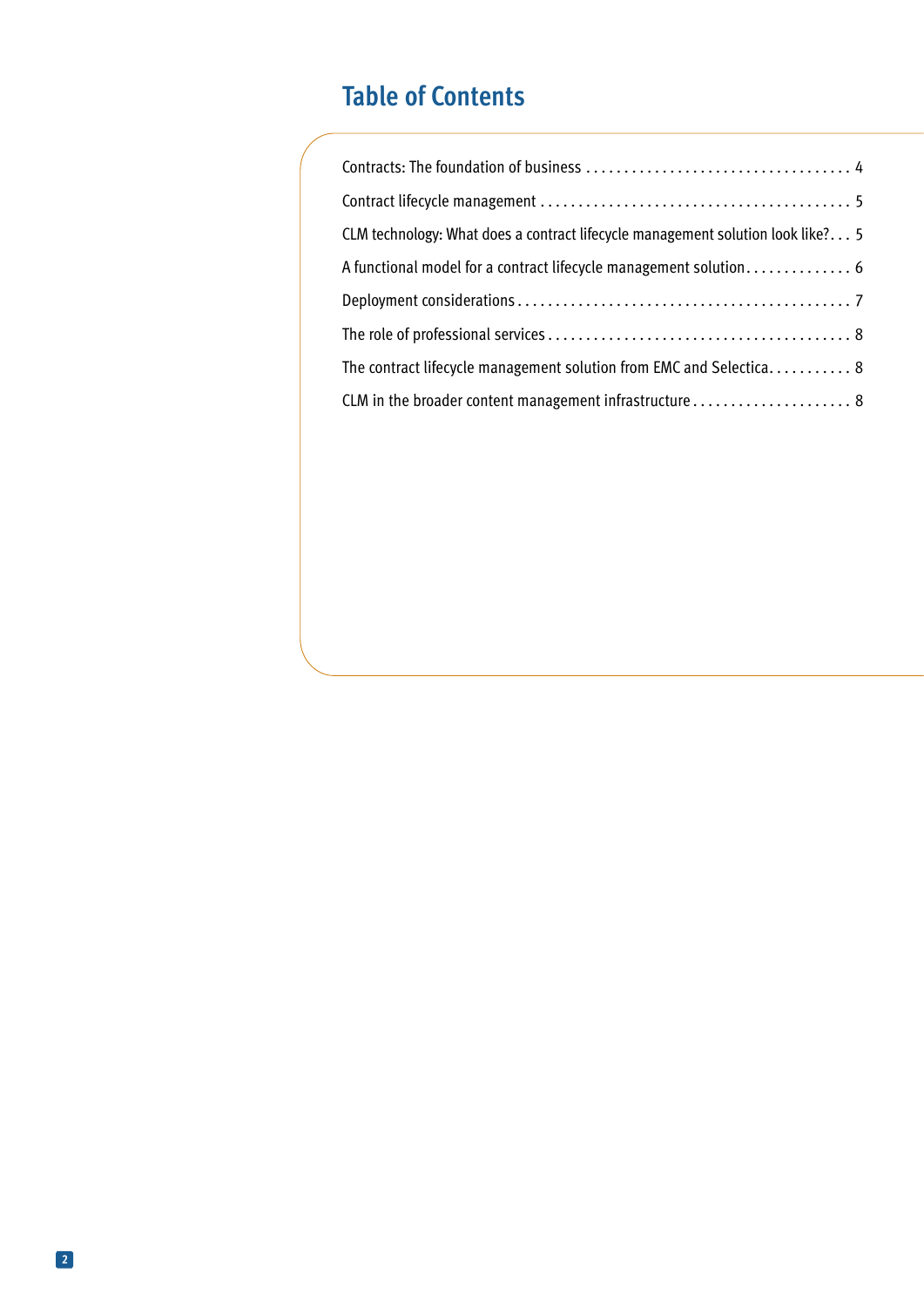# Table of Contents

Contracts: The foundation of business . . . . . . . . . . . . . . . . . . . . . . . . . . . . . . . . . . . 4

Contract lifecycle management . . . . . . . . . . . . . . . . . . . . . . . . . . . . . . . . . . . . . . . . 5

CLM technology: What does a contract lifecycle management solution look like? . . . 5

A functional model for a contract lifecycle management solution . . . . . . . . . . . . . . 6

Deployment considerations . . . . . . . . . . . . . . . . . . . . . . . . . . . . . . . . . . . . . . . . . . . 7

The role of professional services . . . . . . . . . . . . . . . . . . . . . . . . . . . . . . . . . . . . . . . 8

The contract lifecycle management solution from EMC and Selectica . . . . . . . . . . . 8

CLM in the broader content management infrastructure . . . . . . . . . . . . . . . . . . . . . 8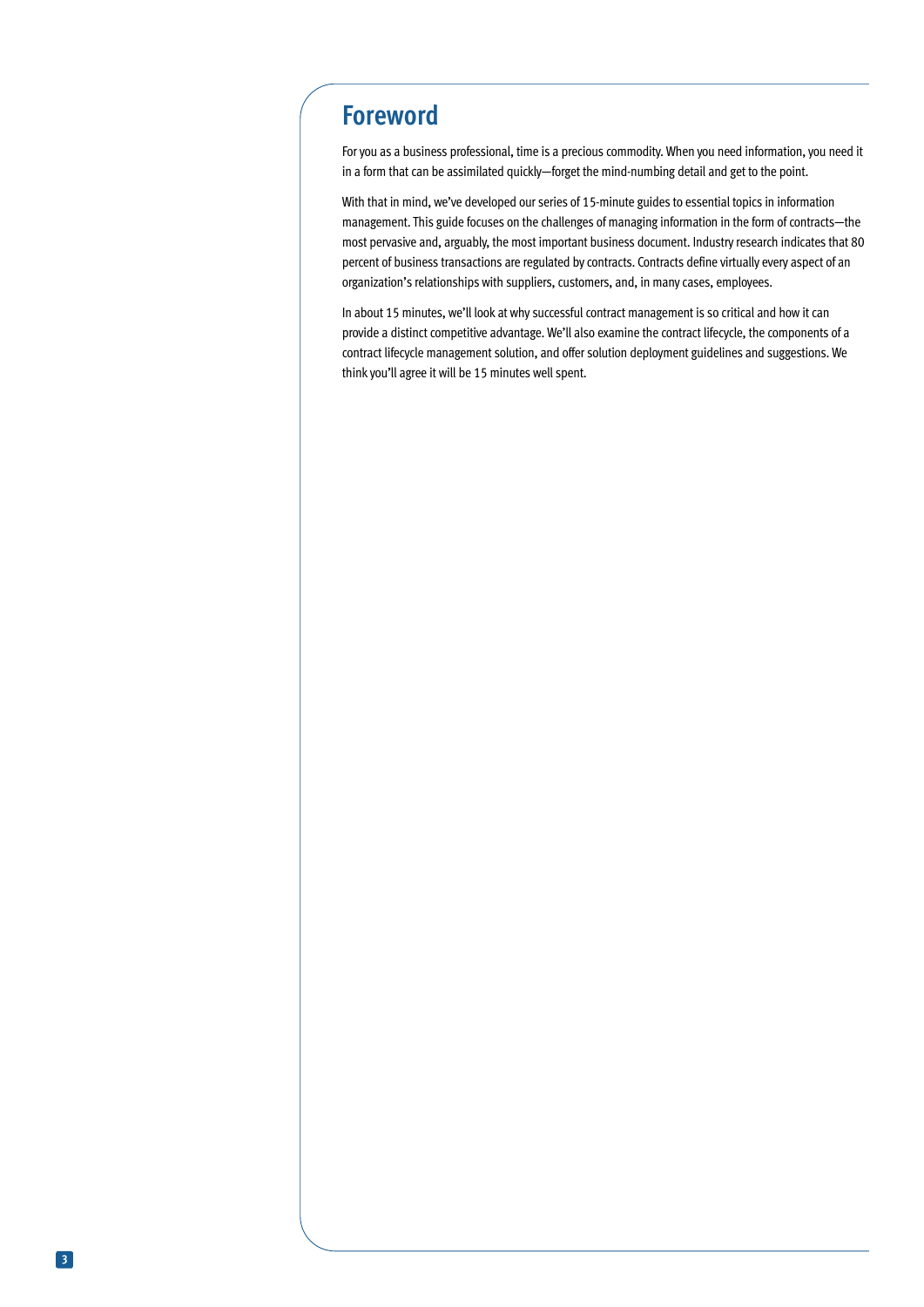# Foreword

For you as a business professional, time is a precious commodity. When you need information, you need it in a form that can be assimilated quickly—forget the mind-numbing detail and get to the point.

With that in mind, we've developed our series of 15-minute guides to essential topics in information management. This guide focuses on the challenges of managing information in the form of contracts—the most pervasive and, arguably, the most important business document. Industry research indicates that 80 percent of business transactions are regulated by contracts. Contracts define virtually every aspect of an organization's relationships with suppliers, customers, and, in many cases, employees.

In about 15 minutes, we'll look at why successful contract management is so critical and how it can provide a distinct competitive advantage. We'll also examine the contract lifecycle, the components of a contract lifecycle management solution, and offer solution deployment guidelines and suggestions. We think you'll agree it will be 15 minutes well spent.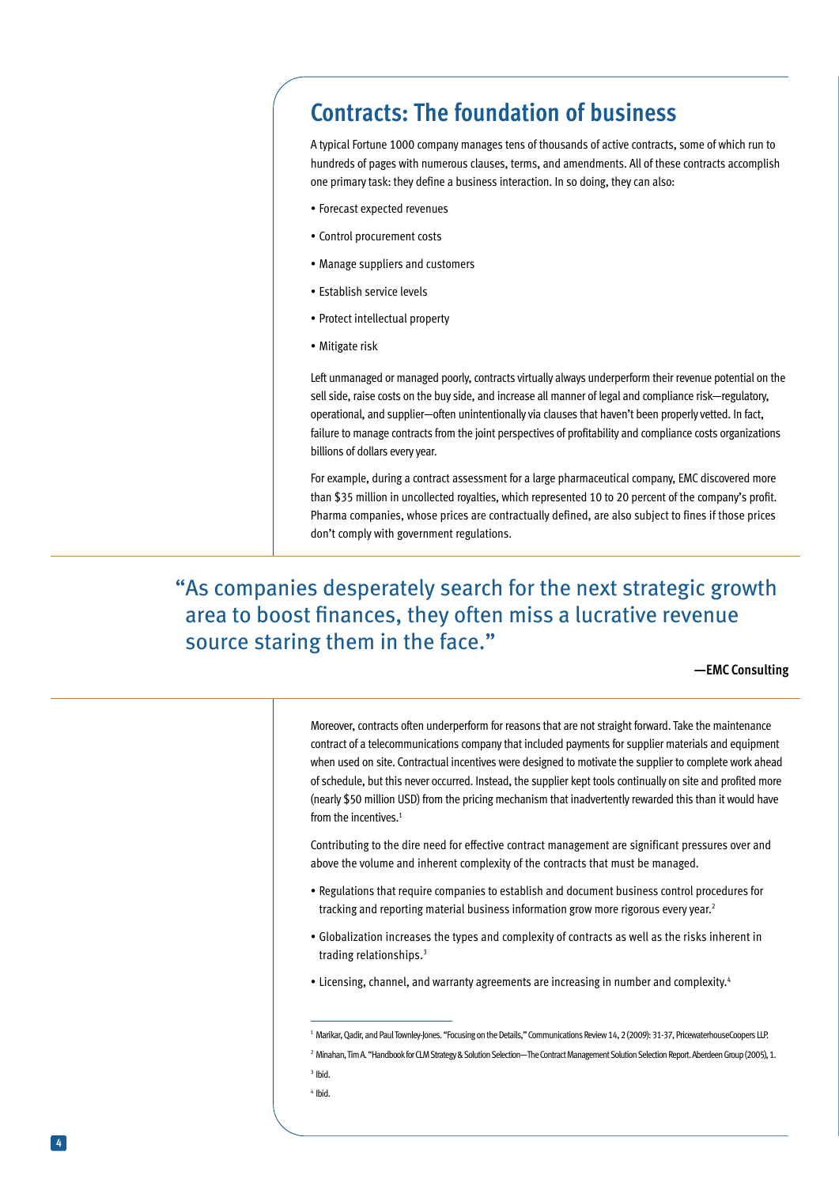## Contracts: The foundation of business

A typical Fortune 1000 company manages tens of thousands of active contracts, some of which run to hundreds of pages with numerous clauses, terms, and amendments. All of these contracts accomplish one primary task: they define a business interaction. In so doing, they can also:

- Forecast expected revenues
- Control procurement costs
- Manage suppliers and customers
- Establish service levels
- Protect intellectual property
- Mitigate risk

Left unmanaged or managed poorly, contracts virtually always underperform their revenue potential on the sell side, raise costs on the buy side, and increase all manner of legal and compliance risk—regulatory, operational, and supplier—often unintentionally via clauses that haven't been properly vetted. In fact, failure to manage contracts from the joint perspectives of profitability and compliance costs organizations billions of dollars every year.

For example, during a contract assessment for a large pharmaceutical company, EMC discovered more than $35 million in uncollected royalties, which represented 10 to 20 percent of the company's profit. Pharma companies, whose prices are contractually defined, are also subject to fines if those prices don't comply with government regulations.

> "As companies desperately search for the next strategic growth area to boost finances, they often miss a lucrative revenue source staring them in the face."
>
> **—EMC Consulting**

Moreover, contracts often underperform for reasons that are not straight forward. Take the maintenance contract of a telecommunications company that included payments for supplier materials and equipment when used on site. Contractual incentives were designed to motivate the supplier to complete work ahead of schedule, but this never occurred. Instead, the supplier kept tools continually on site and profited more (nearly $50 million USD) from the pricing mechanism that inadvertently rewarded this than it would have from the incentives.[1]

Contributing to the dire need for effective contract management are significant pressures over and above the volume and inherent complexity of the contracts that must be managed.

- Regulations that require companies to establish and document business control procedures for tracking and reporting material business information grow more rigorous every year.[2]
- Globalization increases the types and complexity of contracts as well as the risks inherent in trading relationships.[3]
- Licensing, channel, and warranty agreements are increasing in number and complexity.[4]

---

[1] Marikar, Qadir, and Paul Townley-Jones. "Focusing on the Details," Communications Review 14, 2 (2009): 31-37, PricewaterhouseCoopers LLP.

[2] Minahan, Tim A. "Handbook for CLM Strategy & Solution Selection—The Contract Management Solution Selection Report. Aberdeen Group (2005), 1.

[3] Ibid.

[4] Ibid.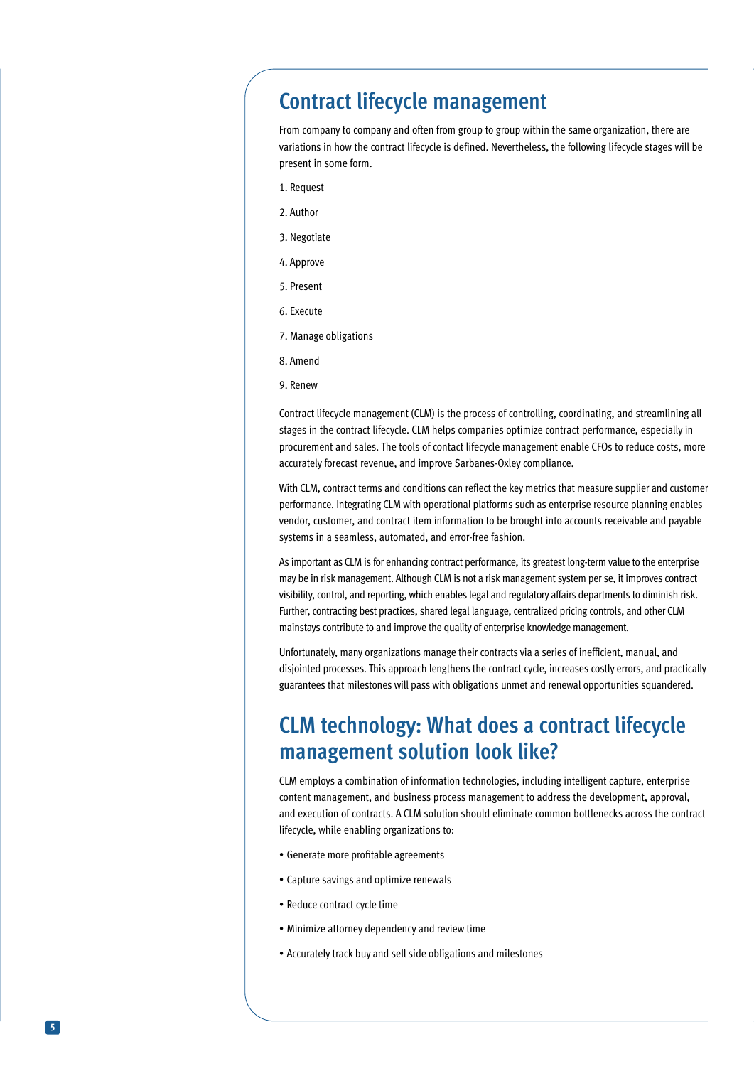## Contract lifecycle management

From company to company and often from group to group within the same organization, there are variations in how the contract lifecycle is defined. Nevertheless, the following lifecycle stages will be present in some form.

1. Request
2. Author
3. Negotiate
4. Approve
5. Present
6. Execute
7. Manage obligations
8. Amend
9. Renew

Contract lifecycle management (CLM) is the process of controlling, coordinating, and streamlining all stages in the contract lifecycle. CLM helps companies optimize contract performance, especially in procurement and sales. The tools of contact lifecycle management enable CFOs to reduce costs, more accurately forecast revenue, and improve Sarbanes-Oxley compliance.

With CLM, contract terms and conditions can reflect the key metrics that measure supplier and customer performance. Integrating CLM with operational platforms such as enterprise resource planning enables vendor, customer, and contract item information to be brought into accounts receivable and payable systems in a seamless, automated, and error-free fashion.

As important as CLM is for enhancing contract performance, its greatest long-term value to the enterprise may be in risk management. Although CLM is not a risk management system per se, it improves contract visibility, control, and reporting, which enables legal and regulatory affairs departments to diminish risk. Further, contracting best practices, shared legal language, centralized pricing controls, and other CLM mainstays contribute to and improve the quality of enterprise knowledge management.

Unfortunately, many organizations manage their contracts via a series of inefficient, manual, and disjointed processes. This approach lengthens the contract cycle, increases costly errors, and practically guarantees that milestones will pass with obligations unmet and renewal opportunities squandered.

## CLM technology: What does a contract lifecycle management solution look like?

CLM employs a combination of information technologies, including intelligent capture, enterprise content management, and business process management to address the development, approval, and execution of contracts. A CLM solution should eliminate common bottlenecks across the contract lifecycle, while enabling organizations to:

- Generate more profitable agreements
- Capture savings and optimize renewals
- Reduce contract cycle time
- Minimize attorney dependency and review time
- Accurately track buy and sell side obligations and milestones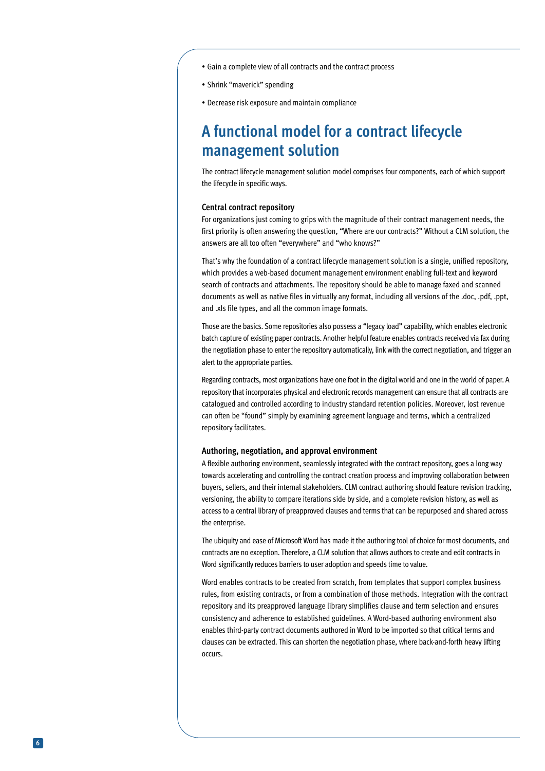- Gain a complete view of all contracts and the contract process
- Shrink “maverick” spending
- Decrease risk exposure and maintain compliance

## A functional model for a contract lifecycle management solution

The contract lifecycle management solution model comprises four components, each of which support the lifecycle in specific ways.

### Central contract repository

For organizations just coming to grips with the magnitude of their contract management needs, the first priority is often answering the question, “Where are our contracts?” Without a CLM solution, the answers are all too often “everywhere” and “who knows?”

That’s why the foundation of a contract lifecycle management solution is a single, unified repository, which provides a web-based document management environment enabling full-text and keyword search of contracts and attachments. The repository should be able to manage faxed and scanned documents as well as native files in virtually any format, including all versions of the .doc, .pdf, .ppt, and .xls file types, and all the common image formats.

Those are the basics. Some repositories also possess a “legacy load” capability, which enables electronic batch capture of existing paper contracts. Another helpful feature enables contracts received via fax during the negotiation phase to enter the repository automatically, link with the correct negotiation, and trigger an alert to the appropriate parties.

Regarding contracts, most organizations have one foot in the digital world and one in the world of paper. A repository that incorporates physical and electronic records management can ensure that all contracts are catalogued and controlled according to industry standard retention policies. Moreover, lost revenue can often be “found” simply by examining agreement language and terms, which a centralized repository facilitates.

### Authoring, negotiation, and approval environment

A flexible authoring environment, seamlessly integrated with the contract repository, goes a long way towards accelerating and controlling the contract creation process and improving collaboration between buyers, sellers, and their internal stakeholders. CLM contract authoring should feature revision tracking, versioning, the ability to compare iterations side by side, and a complete revision history, as well as access to a central library of preapproved clauses and terms that can be repurposed and shared across the enterprise.

The ubiquity and ease of Microsoft Word has made it the authoring tool of choice for most documents, and contracts are no exception. Therefore, a CLM solution that allows authors to create and edit contracts in Word significantly reduces barriers to user adoption and speeds time to value.

Word enables contracts to be created from scratch, from templates that support complex business rules, from existing contracts, or from a combination of those methods. Integration with the contract repository and its preapproved language library simplifies clause and term selection and ensures consistency and adherence to established guidelines. A Word-based authoring environment also enables third-party contract documents authored in Word to be imported so that critical terms and clauses can be extracted. This can shorten the negotiation phase, where back-and-forth heavy lifting occurs.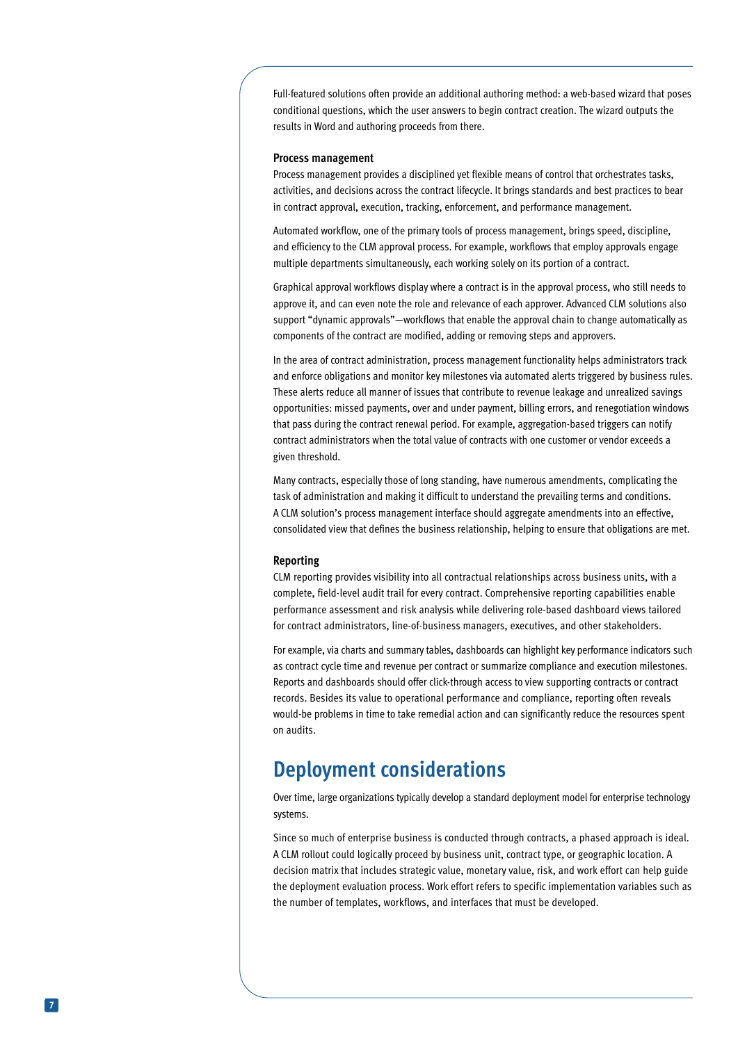Full-featured solutions often provide an additional authoring method: a web-based wizard that poses conditional questions, which the user answers to begin contract creation. The wizard outputs the results in Word and authoring proceeds from there.

### Process management

Process management provides a disciplined yet flexible means of control that orchestrates tasks, activities, and decisions across the contract lifecycle. It brings standards and best practices to bear in contract approval, execution, tracking, enforcement, and performance management.

Automated workflow, one of the primary tools of process management, brings speed, discipline, and efficiency to the CLM approval process. For example, workflows that employ approvals engage multiple departments simultaneously, each working solely on its portion of a contract.

Graphical approval workflows display where a contract is in the approval process, who still needs to approve it, and can even note the role and relevance of each approver. Advanced CLM solutions also support "dynamic approvals"—workflows that enable the approval chain to change automatically as components of the contract are modified, adding or removing steps and approvers.

In the area of contract administration, process management functionality helps administrators track and enforce obligations and monitor key milestones via automated alerts triggered by business rules. These alerts reduce all manner of issues that contribute to revenue leakage and unrealized savings opportunities: missed payments, over and under payment, billing errors, and renegotiation windows that pass during the contract renewal period. For example, aggregation-based triggers can notify contract administrators when the total value of contracts with one customer or vendor exceeds a given threshold.

Many contracts, especially those of long standing, have numerous amendments, complicating the task of administration and making it difficult to understand the prevailing terms and conditions. A CLM solution's process management interface should aggregate amendments into an effective, consolidated view that defines the business relationship, helping to ensure that obligations are met.

### Reporting

CLM reporting provides visibility into all contractual relationships across business units, with a complete, field-level audit trail for every contract. Comprehensive reporting capabilities enable performance assessment and risk analysis while delivering role-based dashboard views tailored for contract administrators, line-of-business managers, executives, and other stakeholders.

For example, via charts and summary tables, dashboards can highlight key performance indicators such as contract cycle time and revenue per contract or summarize compliance and execution milestones. Reports and dashboards should offer click-through access to view supporting contracts or contract records. Besides its value to operational performance and compliance, reporting often reveals would-be problems in time to take remedial action and can significantly reduce the resources spent on audits.

## Deployment considerations

Over time, large organizations typically develop a standard deployment model for enterprise technology systems.

Since so much of enterprise business is conducted through contracts, a phased approach is ideal. A CLM rollout could logically proceed by business unit, contract type, or geographic location. A decision matrix that includes strategic value, monetary value, risk, and work effort can help guide the deployment evaluation process. Work effort refers to specific implementation variables such as the number of templates, workflows, and interfaces that must be developed.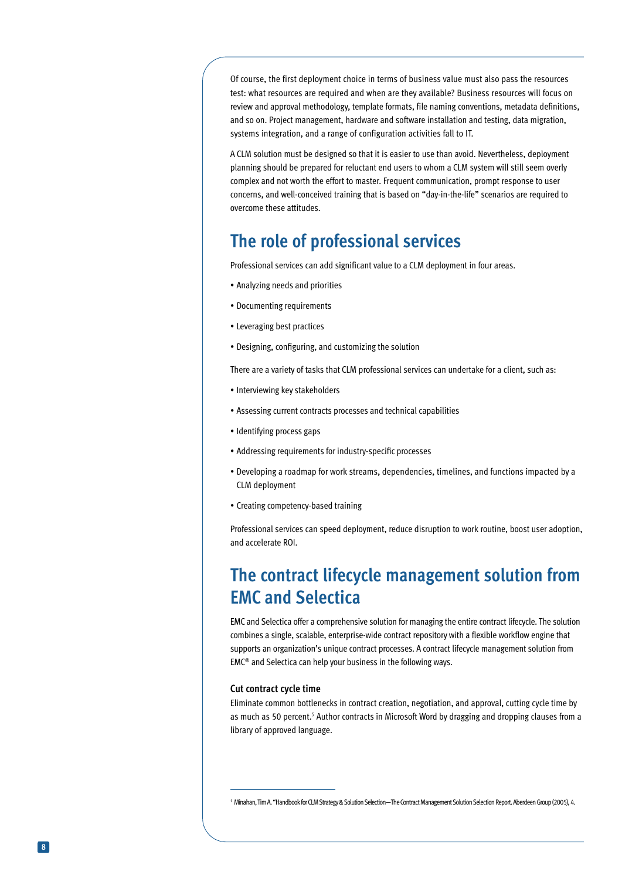Of course, the first deployment choice in terms of business value must also pass the resources test: what resources are required and when are they available? Business resources will focus on review and approval methodology, template formats, file naming conventions, metadata definitions, and so on. Project management, hardware and software installation and testing, data migration, systems integration, and a range of configuration activities fall to IT.

A CLM solution must be designed so that it is easier to use than avoid. Nevertheless, deployment planning should be prepared for reluctant end users to whom a CLM system will still seem overly complex and not worth the effort to master. Frequent communication, prompt response to user concerns, and well-conceived training that is based on "day-in-the-life" scenarios are required to overcome these attitudes.

## The role of professional services

Professional services can add significant value to a CLM deployment in four areas.

- Analyzing needs and priorities
- Documenting requirements
- Leveraging best practices
- Designing, configuring, and customizing the solution

There are a variety of tasks that CLM professional services can undertake for a client, such as:

- Interviewing key stakeholders
- Assessing current contracts processes and technical capabilities
- Identifying process gaps
- Addressing requirements for industry-specific processes
- Developing a roadmap for work streams, dependencies, timelines, and functions impacted by a CLM deployment
- Creating competency-based training

Professional services can speed deployment, reduce disruption to work routine, boost user adoption, and accelerate ROI.

## The contract lifecycle management solution from EMC and Selectica

EMC and Selectica offer a comprehensive solution for managing the entire contract lifecycle. The solution combines a single, scalable, enterprise-wide contract repository with a flexible workflow engine that supports an organization's unique contract processes. A contract lifecycle management solution from EMC® and Selectica can help your business in the following ways.

### Cut contract cycle time

Eliminate common bottlenecks in contract creation, negotiation, and approval, cutting cycle time by as much as 50 percent.[5] Author contracts in Microsoft Word by dragging and dropping clauses from a library of approved language.

---

[5] Minahan, Tim A. "Handbook for CLM Strategy & Solution Selection—The Contract Management Solution Selection Report. Aberdeen Group (2005), 4.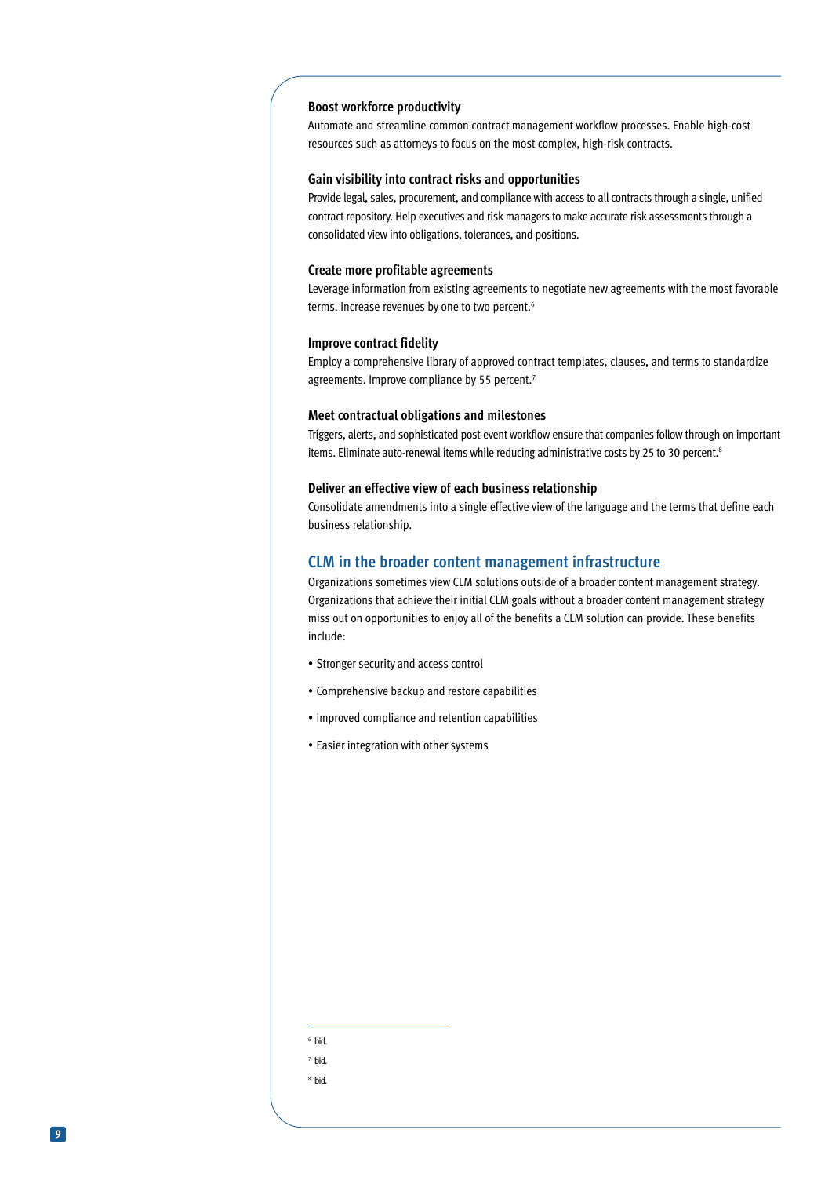### Boost workforce productivity

Automate and streamline common contract management workflow processes. Enable high-cost resources such as attorneys to focus on the most complex, high-risk contracts.

### Gain visibility into contract risks and opportunities

Provide legal, sales, procurement, and compliance with access to all contracts through a single, unified contract repository. Help executives and risk managers to make accurate risk assessments through a consolidated view into obligations, tolerances, and positions.

### Create more profitable agreements

Leverage information from existing agreements to negotiate new agreements with the most favorable terms. Increase revenues by one to two percent.[6]

### Improve contract fidelity

Employ a comprehensive library of approved contract templates, clauses, and terms to standardize agreements. Improve compliance by 55 percent.[7]

### Meet contractual obligations and milestones

Triggers, alerts, and sophisticated post-event workflow ensure that companies follow through on important items. Eliminate auto-renewal items while reducing administrative costs by 25 to 30 percent.[8]

### Deliver an effective view of each business relationship

Consolidate amendments into a single effective view of the language and the terms that define each business relationship.

## CLM in the broader content management infrastructure

Organizations sometimes view CLM solutions outside of a broader content management strategy. Organizations that achieve their initial CLM goals without a broader content management strategy miss out on opportunities to enjoy all of the benefits a CLM solution can provide. These benefits include:

- Stronger security and access control
- Comprehensive backup and restore capabilities
- Improved compliance and retention capabilities
- Easier integration with other systems

---

[6] Ibid.

[7] Ibid.

[8] Ibid.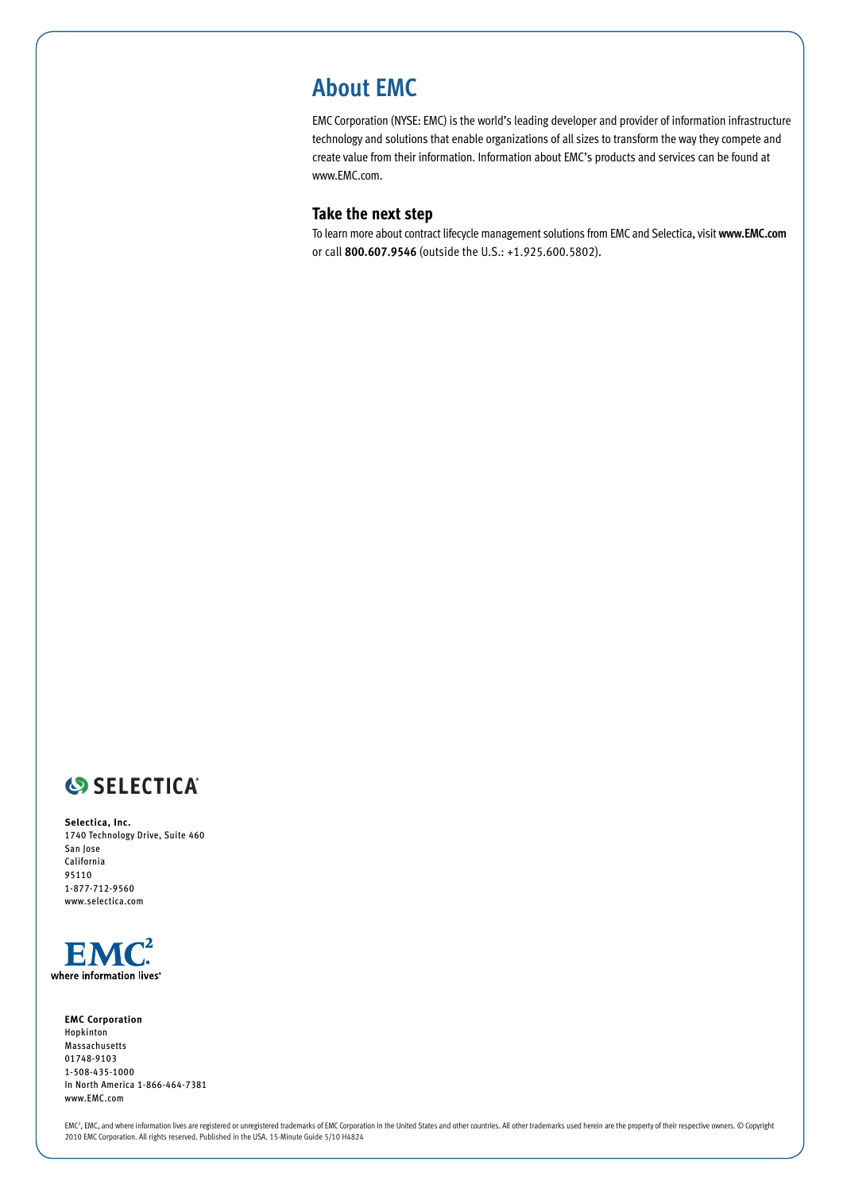## About EMC

EMC Corporation (NYSE: EMC) is the world's leading developer and provider of information infrastructure technology and solutions that enable organizations of all sizes to transform the way they compete and create value from their information. Information about EMC's products and services can be found at www.EMC.com.

### Take the next step

To learn more about contract lifecycle management solutions from EMC and Selectica, visit **www.EMC.com** or call **800.607.9546** (outside the U.S.: +1.925.600.5802).

SELECTICA

**Selectica, Inc.**
1740 Technology Drive, Suite 460
San Jose
California
95110
1-877-712-9560
www.selectica.com

EMC²
where information lives®

**EMC Corporation**
Hopkinton
Massachusetts
01748-9103
1-508-435-1000
In North America 1-866-464-7381
www.EMC.com

EMC², EMC, and where information lives are registered or unregistered trademarks of EMC Corporation in the United States and other countries. All other trademarks used herein are the property of their respective owners. © Copyright 2010 EMC Corporation. All rights reserved. Published in the USA. 15-Minute Guide 5/10 H4824